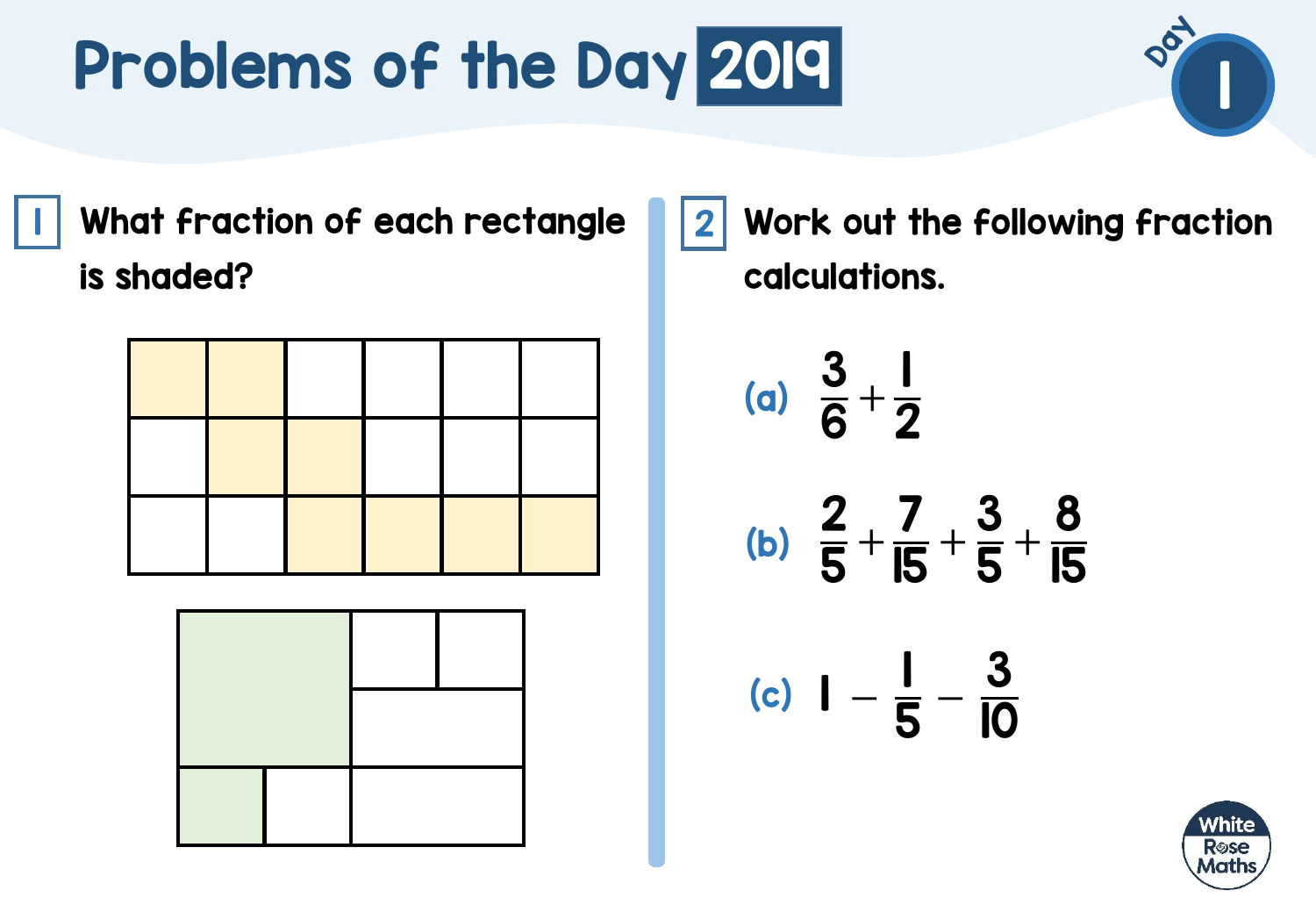# Problems of the Day 2019

Day 1

**1** What fraction of each rectangle is shaded?

**2** Work out the following fraction calculations.

(a) $\frac{3}{6} + \frac{1}{2}$

(b) $\frac{2}{5} + \frac{7}{15} + \frac{3}{5} + \frac{8}{15}$

(c) $1 - \frac{1}{5} - \frac{3}{10}$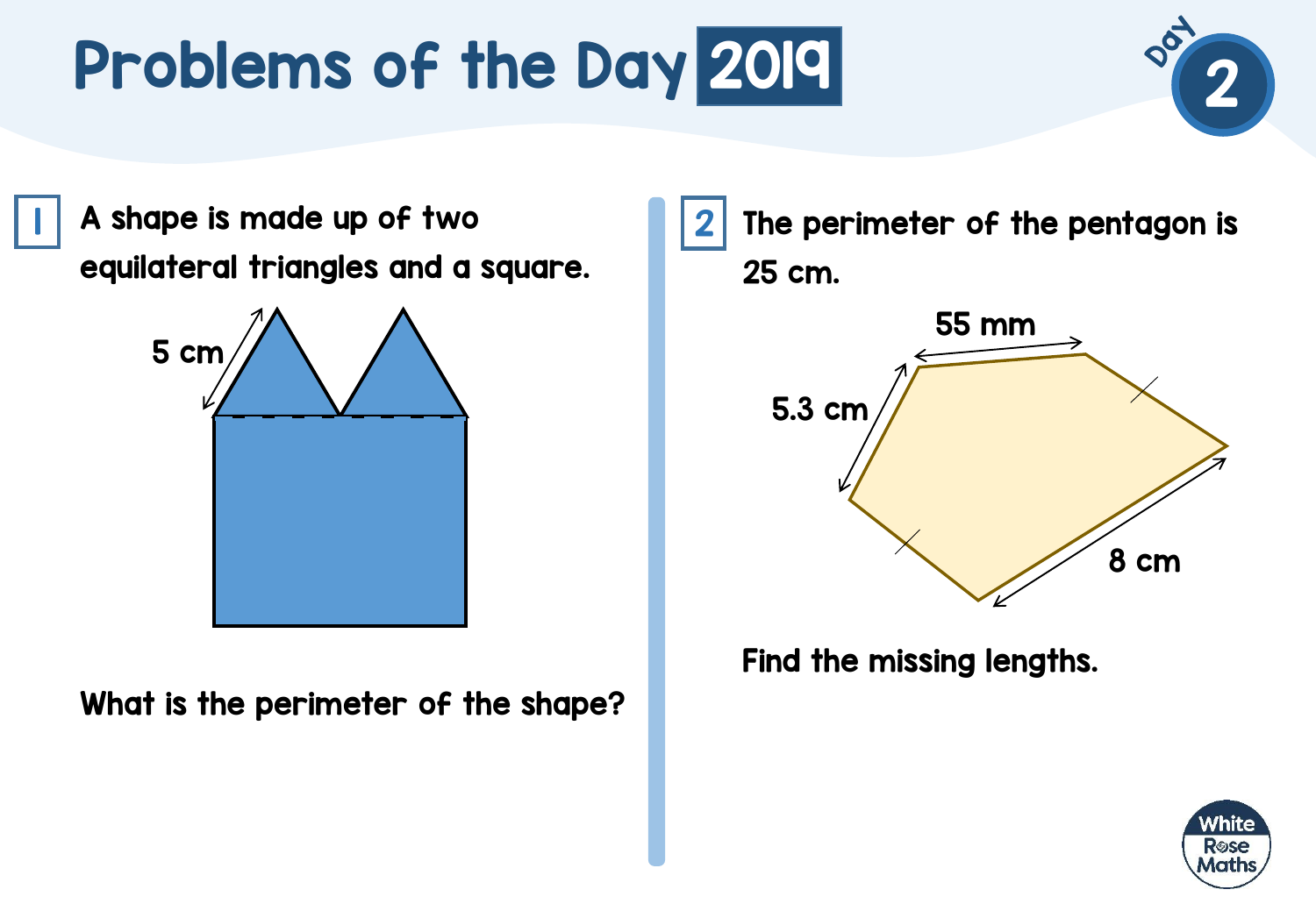# Problems of the Day 2019

Day 2

**1** A shape is made up of two equilateral triangles and a square.

5 cm

What is the perimeter of the shape?

**2** The perimeter of the pentagon is 25 cm.

55 mm

5.3 cm

8 cm

Find the missing lengths.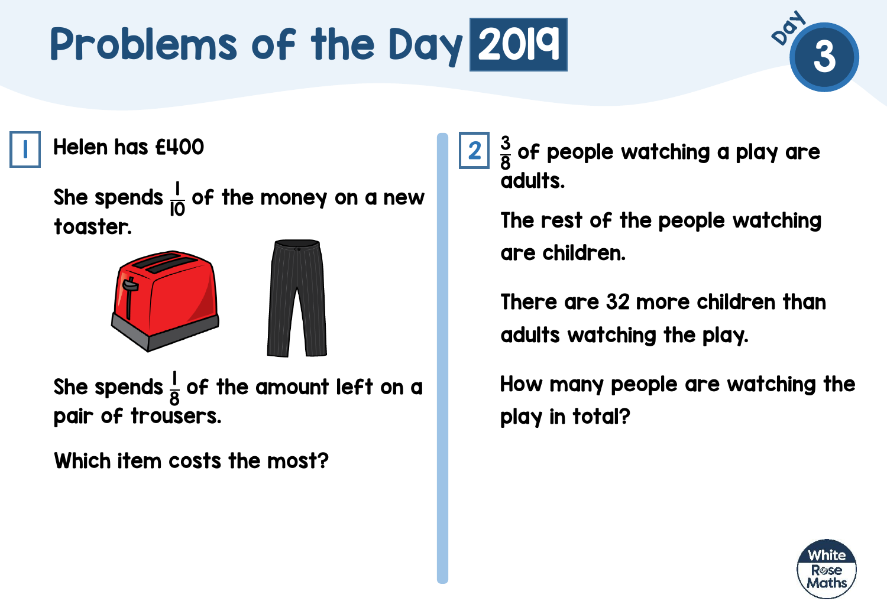# Problems of the Day 2019

Day 3

## 1

Helen has £400

She spends $\frac{1}{10}$ of the money on a new toaster.

She spends $\frac{1}{8}$ of the amount left on a pair of trousers.

Which item costs the most?

## 2

$\frac{3}{8}$ of people watching a play are adults.

The rest of the people watching are children.

There are 32 more children than adults watching the play.

How many people are watching the play in total?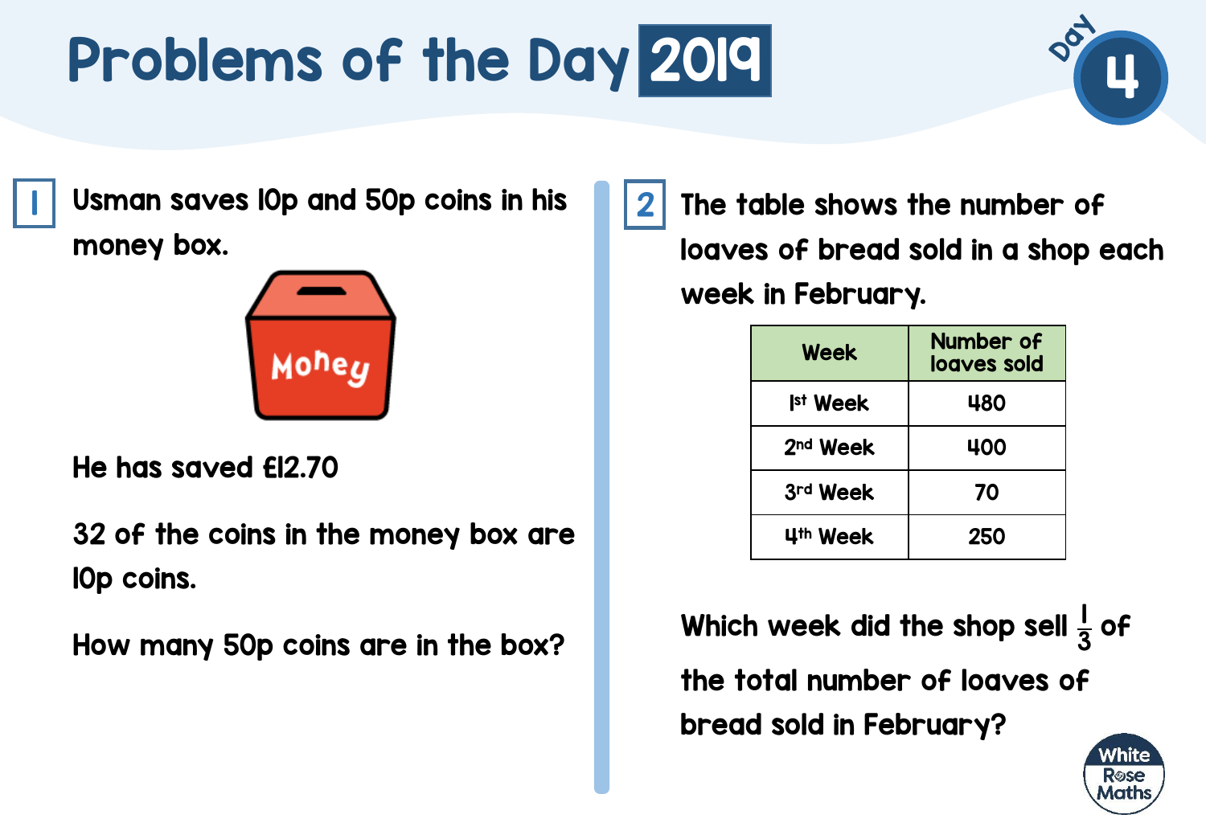# Problems of the Day 2019

Day 4

**1** Usman saves 10p and 50p coins in his money box.

He has saved £12.70

32 of the coins in the money box are 10p coins.

How many 50p coins are in the box?

**2** The table shows the number of loaves of bread sold in a shop each week in February.

| Week | Number of loaves sold |
|---|---|
| 1st Week | 480 |
| 2nd Week | 400 |
| 3rd Week | 70 |
| 4th Week | 250 |

Which week did the shop sell $\frac{1}{3}$ of the total number of loaves of bread sold in February?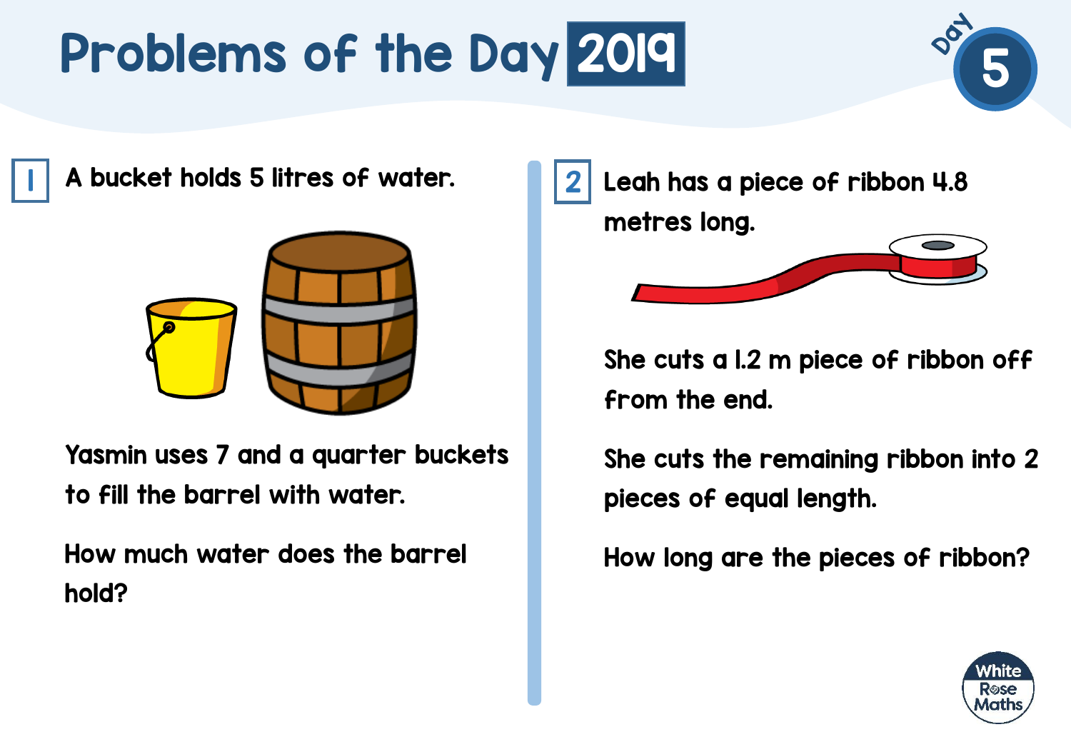# Problems of the Day 2019

## Day 5

**1** A bucket holds 5 litres of water.

Yasmin uses 7 and a quarter buckets to fill the barrel with water.

How much water does the barrel hold?

**2** Leah has a piece of ribbon 4.8 metres long.

She cuts a 1.2 m piece of ribbon off from the end.

She cuts the remaining ribbon into 2 pieces of equal length.

How long are the pieces of ribbon?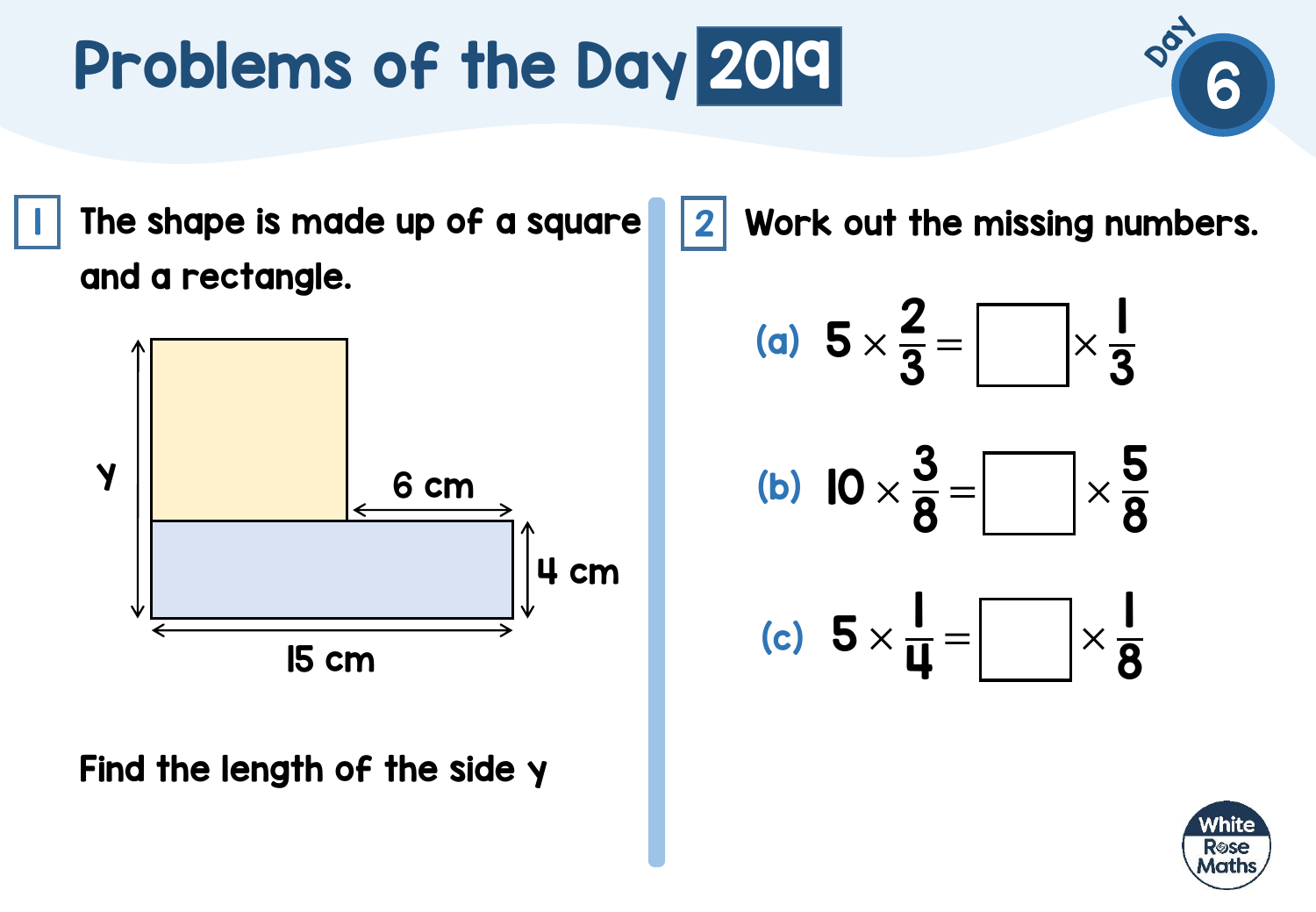# Problems of the Day 2019

Day 6

**1** The shape is made up of a square and a rectangle.

y

6 cm

4 cm

15 cm

Find the length of the side y

**2** Work out the missing numbers.

(a) $5 \times \frac{2}{3} = \square \times \frac{1}{3}$

(b) $10 \times \frac{3}{8} = \square \times \frac{5}{8}$

(c) $5 \times \frac{1}{4} = \square \times \frac{1}{8}$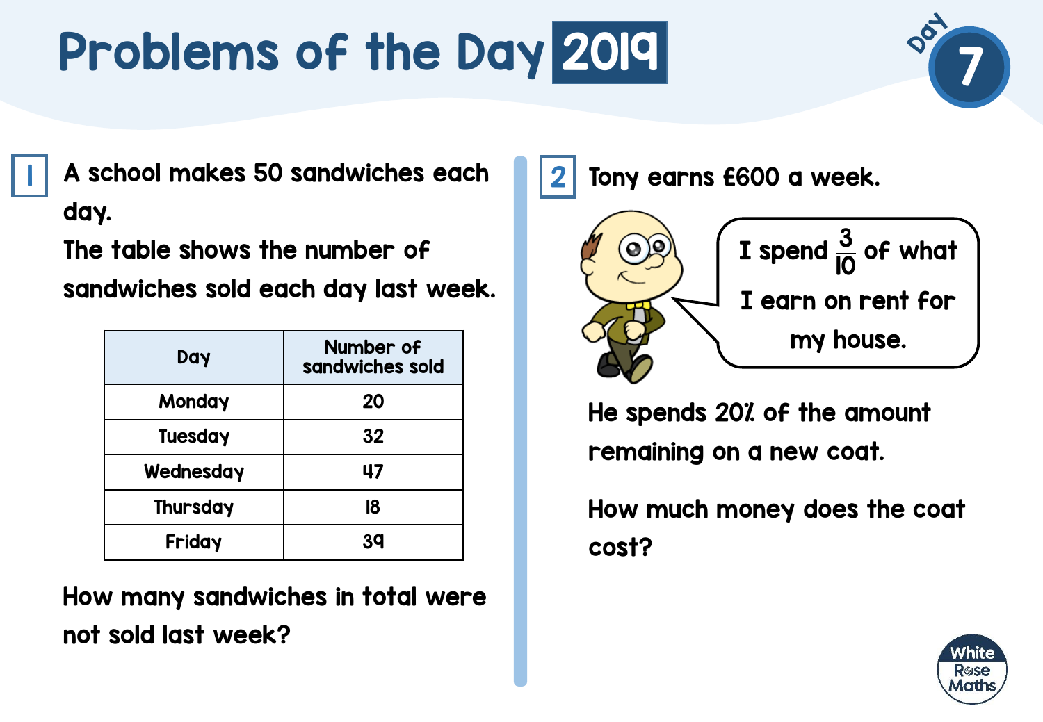# Problems of the Day 2019

## Day 7

**1** A school makes 50 sandwiches each day.

The table shows the number of sandwiches sold each day last week.

| Day | Number of sandwiches sold |
|---|---|
| Monday | 20 |
| Tuesday | 32 |
| Wednesday | 47 |
| Thursday | 18 |
| Friday | 39 |

How many sandwiches in total were not sold last week?

**2** Tony earns £600 a week.

"I spend $\frac{3}{10}$ of what I earn on rent for my house."

He spends 20% of the amount remaining on a new coat.

How much money does the coat cost?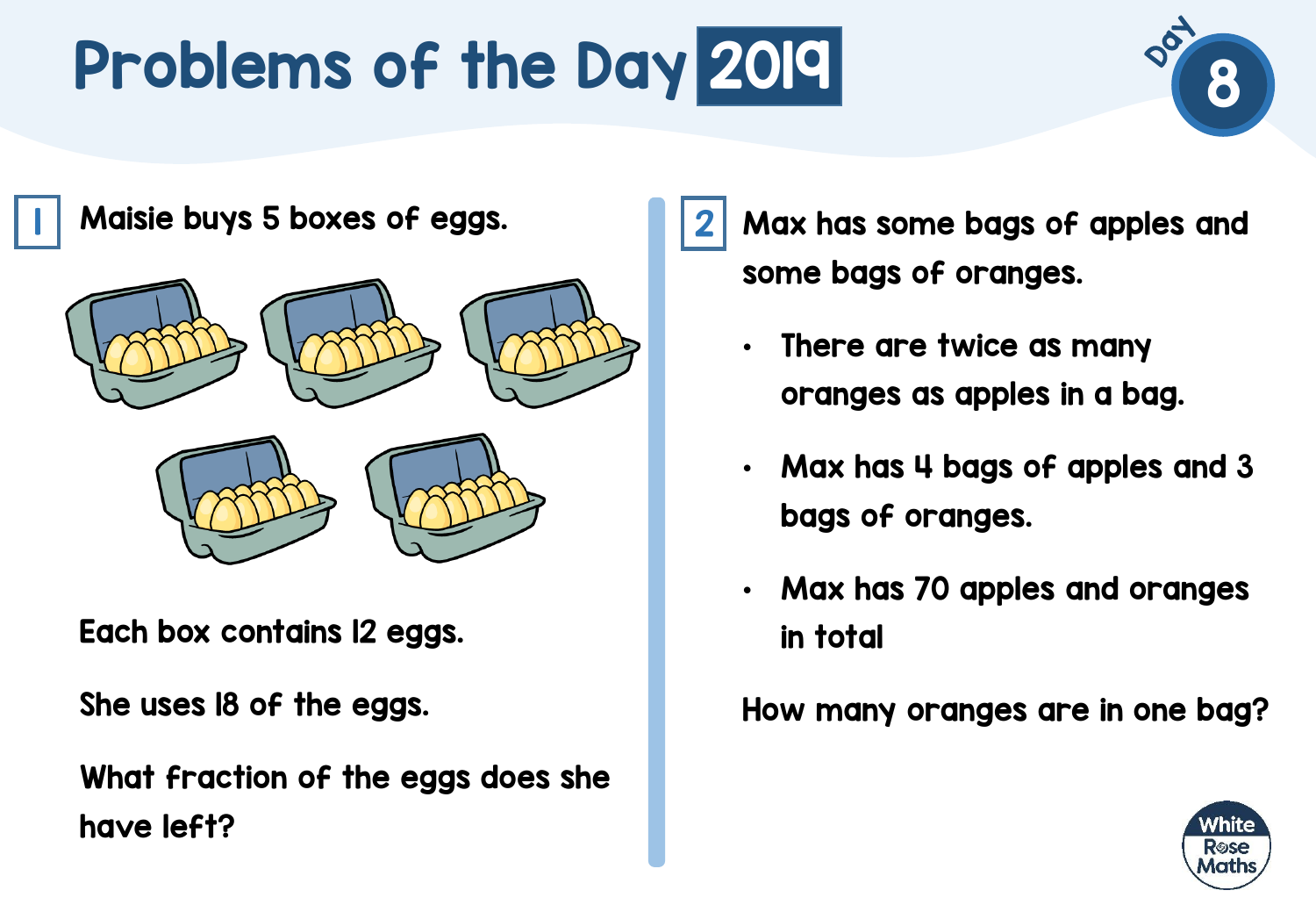# Problems of the Day 2019

Day 8

**1** Maisie buys 5 boxes of eggs.

Each box contains 12 eggs.

She uses 18 of the eggs.

What fraction of the eggs does she have left?

**2** Max has some bags of apples and some bags of oranges.

- There are twice as many oranges as apples in a bag.
- Max has 4 bags of apples and 3 bags of oranges.
- Max has 70 apples and oranges in total

How many oranges are in one bag?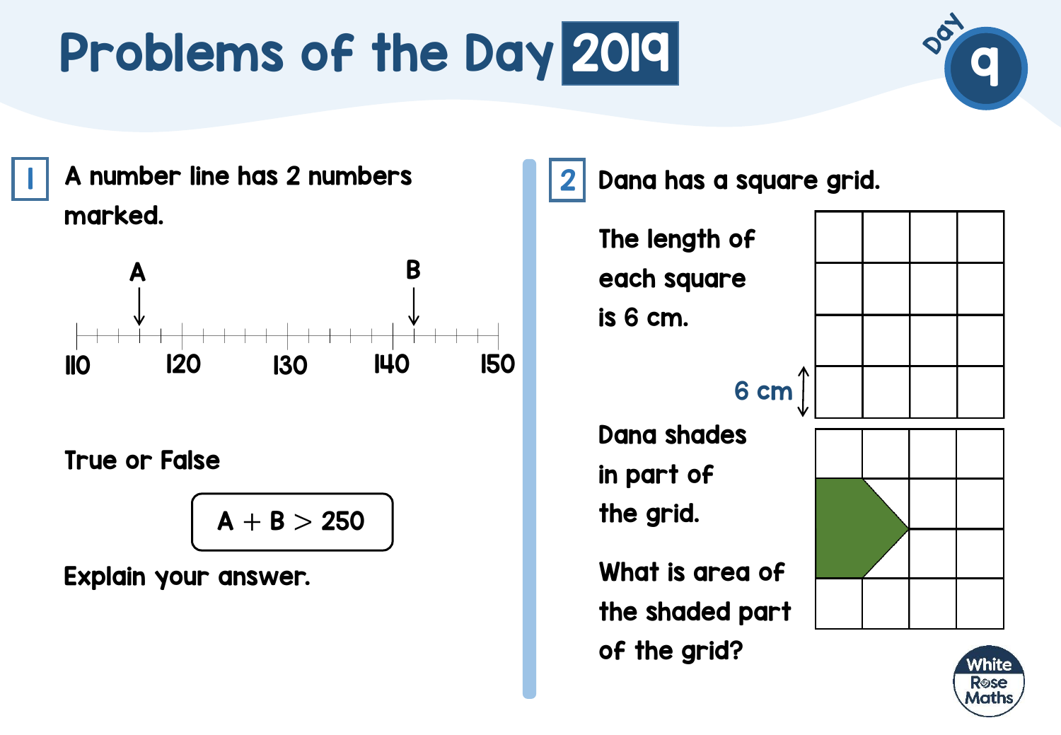# Problems of the Day 2019

Day 9

## 1

A number line has 2 numbers marked.

A, B

110, 120, 130, 140, 150

True or False

$A + B > 250$

Explain your answer.

## 2

Dana has a square grid.

The length of each square is 6 cm.

6 cm

Dana shades in part of the grid.

What is area of the shaded part of the grid?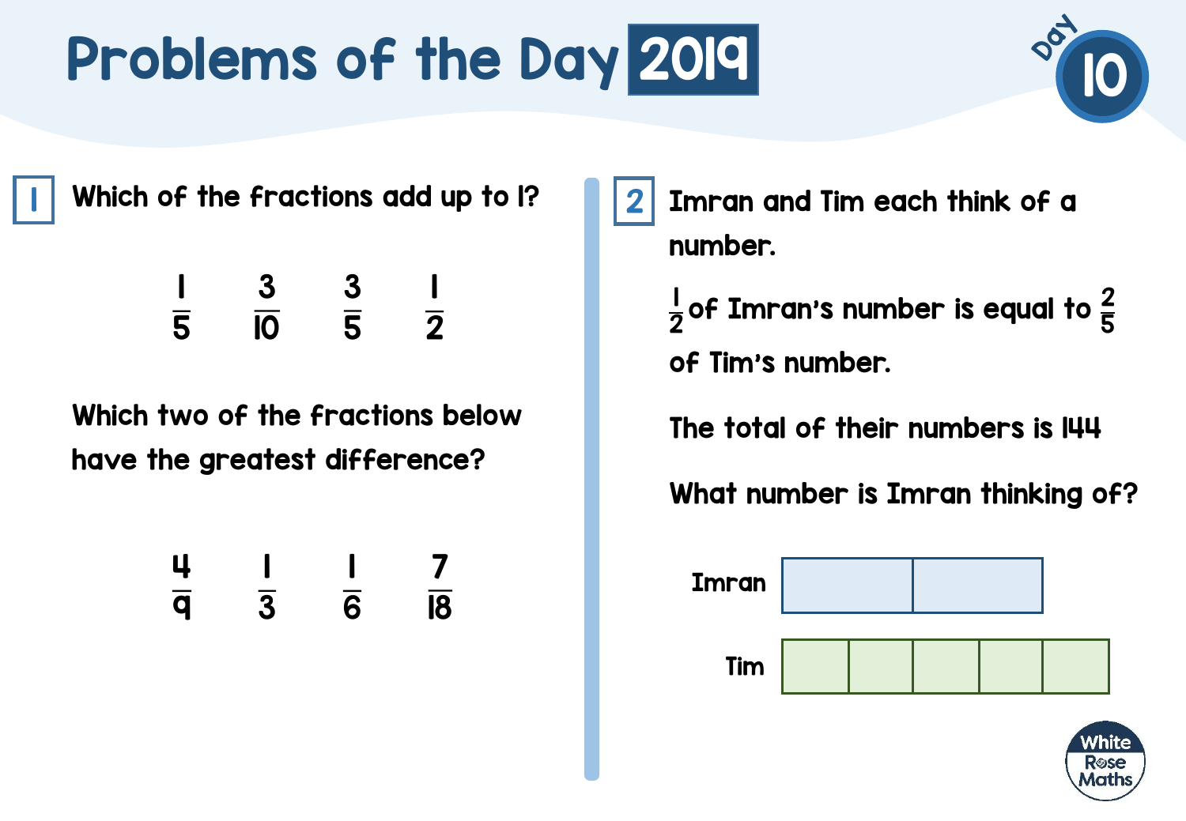# Problems of the Day 2019

**Day 10**

## 1

Which of the fractions add up to 1?

$$\frac{1}{5} \quad \frac{3}{10} \quad \frac{3}{5} \quad \frac{1}{2}$$

Which two of the fractions below have the greatest difference?

$$\frac{4}{9} \quad \frac{1}{3} \quad \frac{1}{6} \quad \frac{7}{18}$$

## 2

Imran and Tim each think of a number.

$\frac{1}{2}$ of Imran's number is equal to $\frac{2}{5}$ of Tim's number.

The total of their numbers is 144

What number is Imran thinking of?

Imran

Tim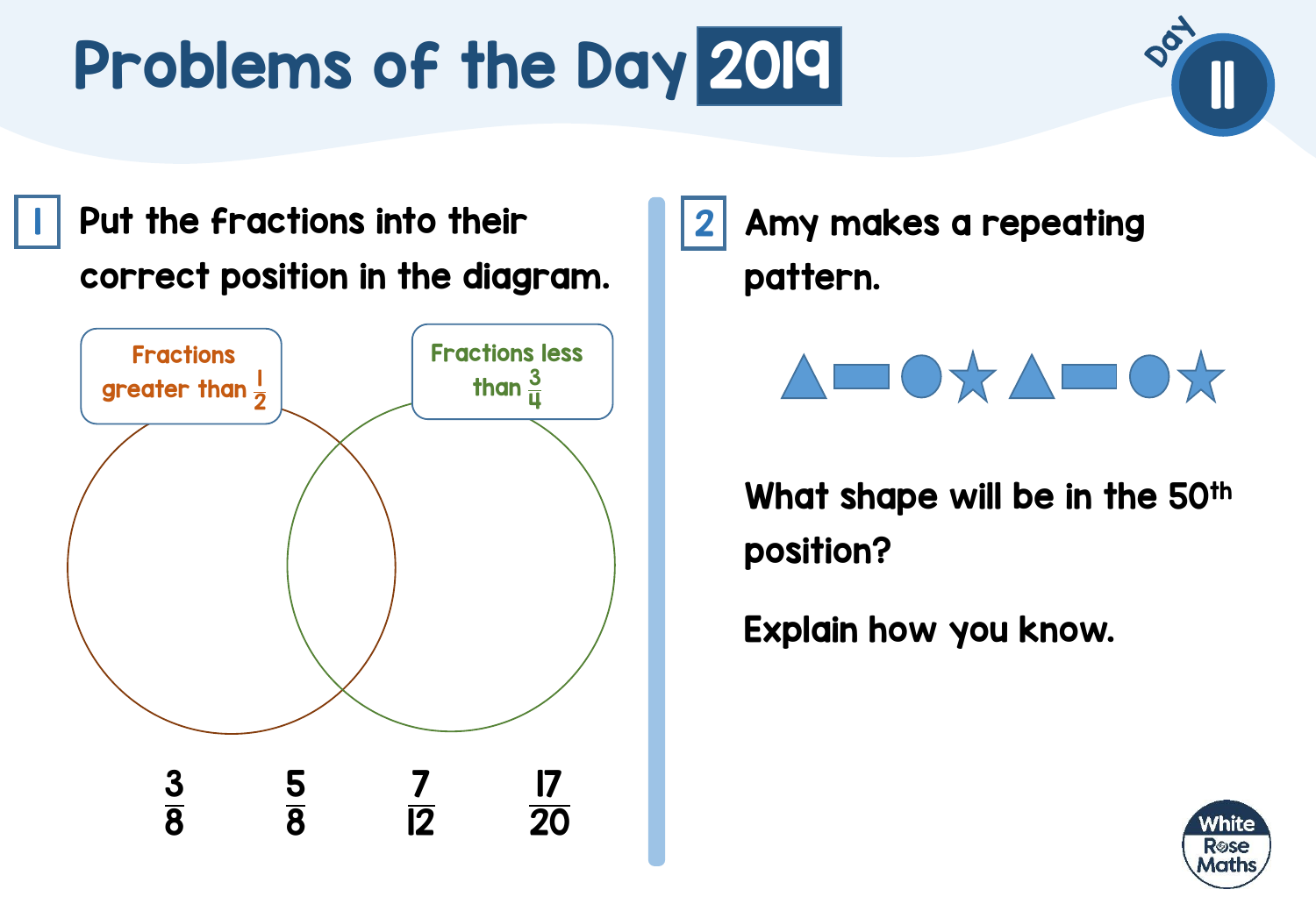# Problems of the Day 2019

Day 11

## 1

Put the fractions into their correct position in the diagram.

Fractions greater than $\frac{1}{2}$

Fractions less than $\frac{3}{4}$

$\frac{3}{8}$ $\frac{5}{8}$ $\frac{7}{12}$ $\frac{17}{20}$

## 2

Amy makes a repeating pattern.

▲ ▬ ● ★ ▲ ▬ ● ★

What shape will be in the 50th position?

Explain how you know.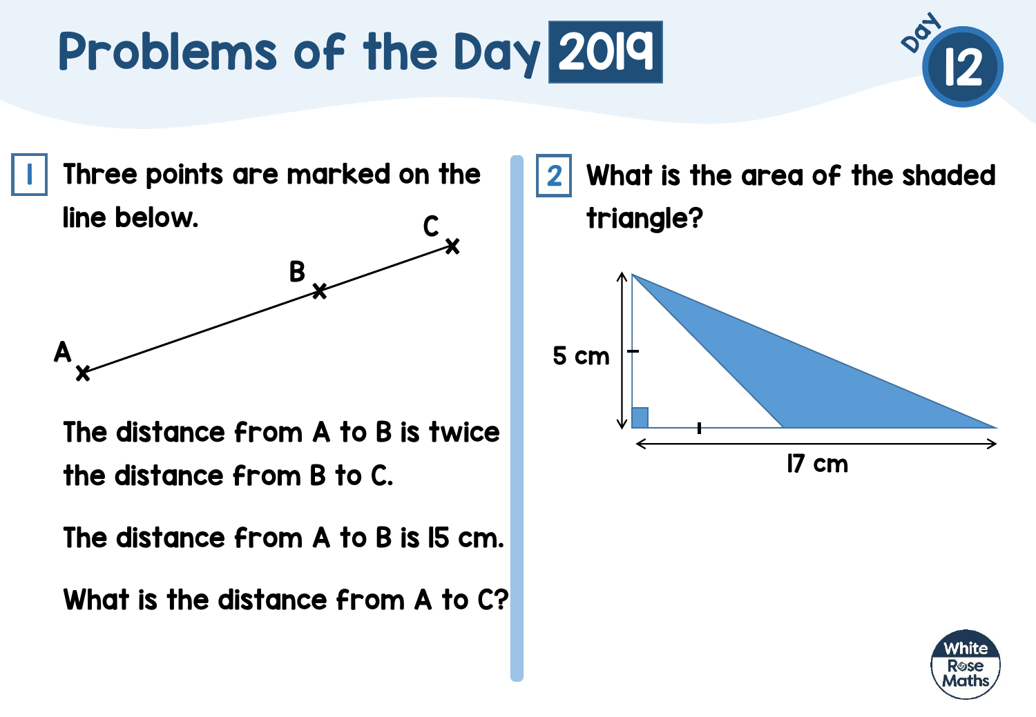# Problems of the Day 2019

Day 12

**1** Three points are marked on the line below.

The distance from A to B is twice the distance from B to C.

The distance from A to B is 15 cm.

What is the distance from A to C?

**2** What is the area of the shaded triangle?

5 cm

17 cm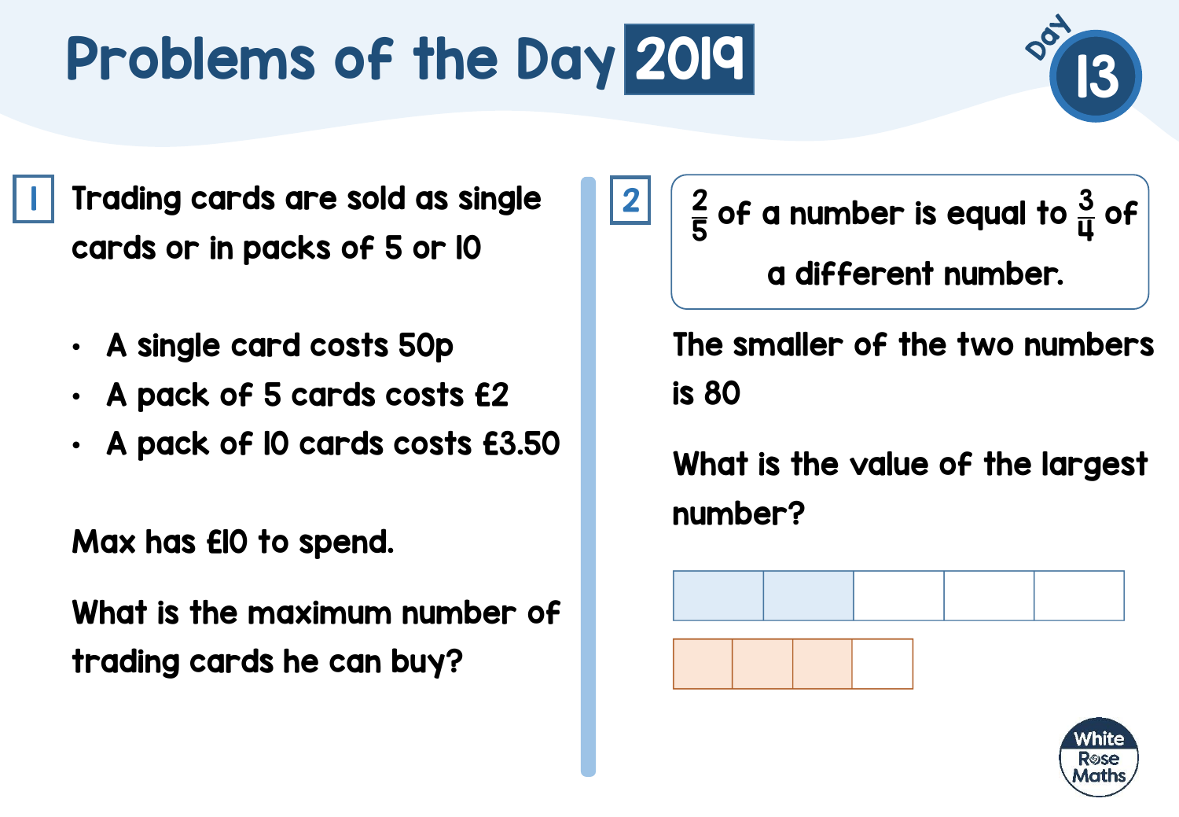# Problems of the Day 2019

Day 13

**1**

Trading cards are sold as single cards or in packs of 5 or 10

- A single card costs 50p
- A pack of 5 cards costs £2
- A pack of 10 cards costs £3.50

Max has £10 to spend.

What is the maximum number of trading cards he can buy?

**2**

$\frac{2}{5}$ of a number is equal to $\frac{3}{4}$ of a different number.

The smaller of the two numbers is 80

What is the value of the largest number?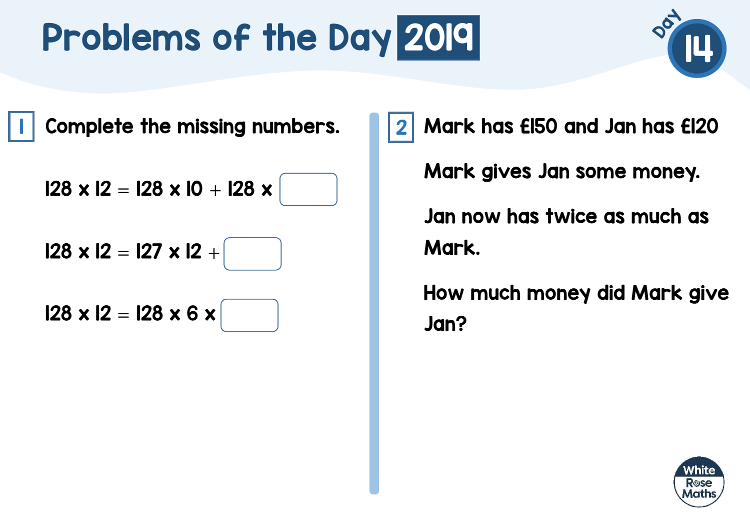# Problems of the Day 2019

Day 14

## 1

Complete the missing numbers.

$128 \times 12 = 128 \times 10 + 128 \times$ ☐

$128 \times 12 = 127 \times 12 +$ ☐

$128 \times 12 = 128 \times 6 \times$ ☐

## 2

Mark has £150 and Jan has £120

Mark gives Jan some money.

Jan now has twice as much as Mark.

How much money did Mark give Jan?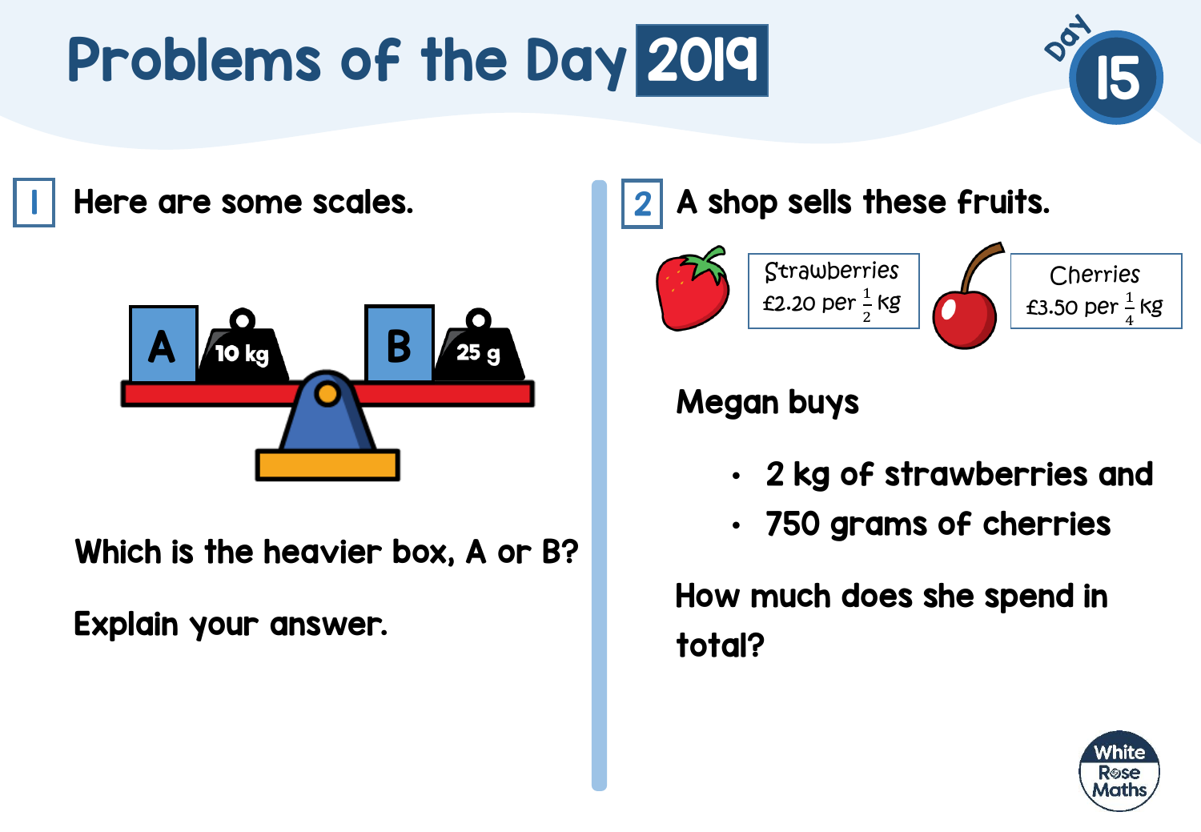# Problems of the Day 2019

Day 15

## 1

Here are some scales.

A | 10 kg — B | 25 g

Which is the heavier box, A or B?

Explain your answer.

## 2

A shop sells these fruits.

Strawberries £2.20 per $\frac{1}{2}$ kg

Cherries £3.50 per $\frac{1}{4}$ kg

Megan buys

- 2 kg of strawberries and
- 750 grams of cherries

How much does she spend in total?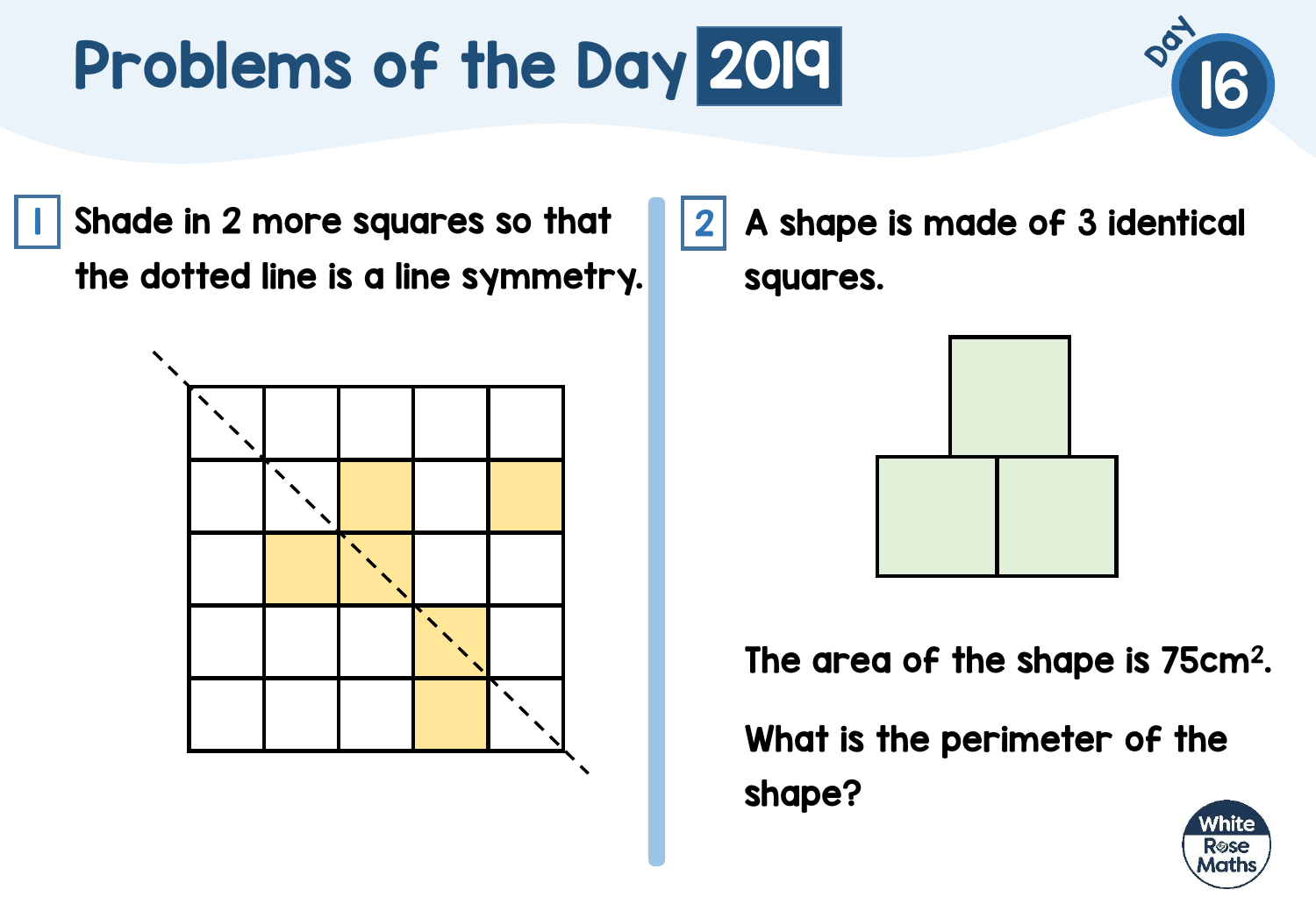# Problems of the Day 2019

Day 16

**1** Shade in 2 more squares so that the dotted line is a line symmetry.

**2** A shape is made of 3 identical squares.

The area of the shape is $75cm^2$.

What is the perimeter of the shape?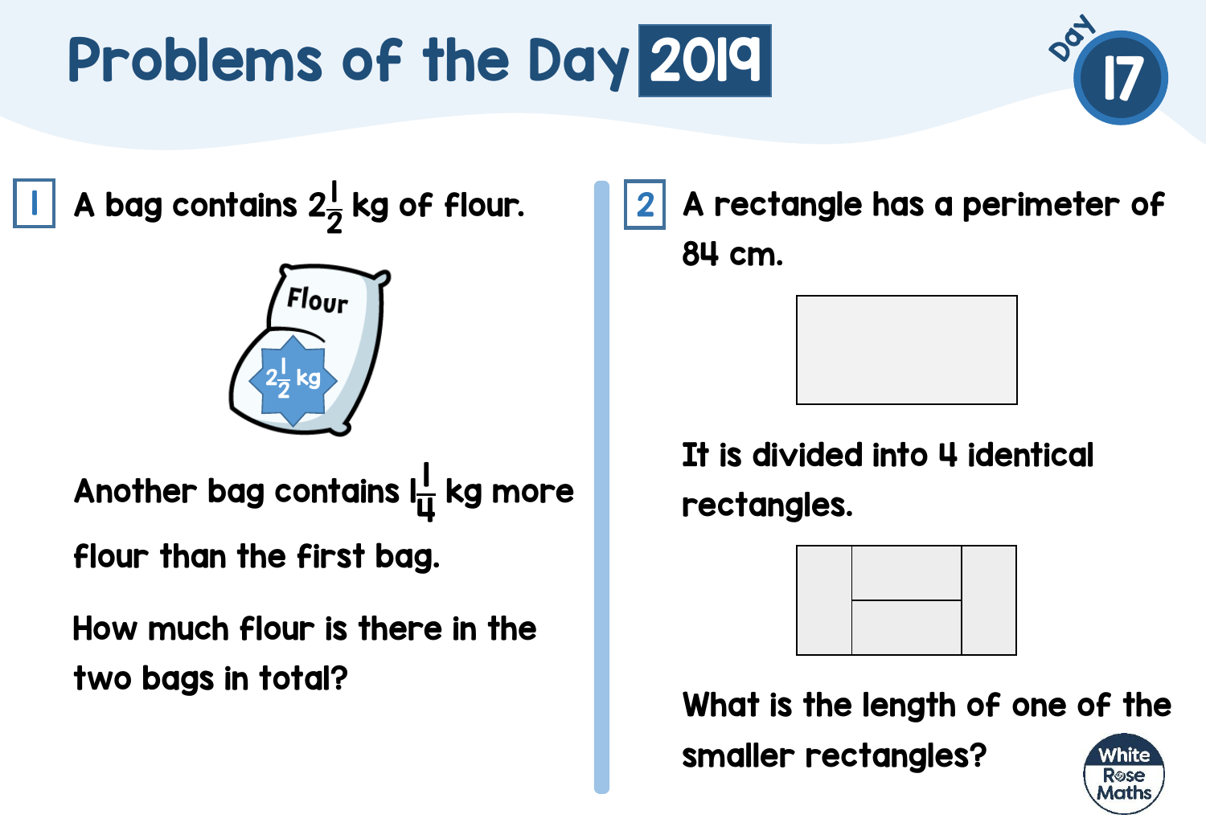# Problems of the Day 2019

Day 17

**1** A bag contains $2\frac{1}{2}$ kg of flour.

Another bag contains $1\frac{1}{4}$ kg more flour than the first bag.

How much flour is there in the two bags in total?

**2** A rectangle has a perimeter of 84 cm.

It is divided into 4 identical rectangles.

What is the length of one of the smaller rectangles?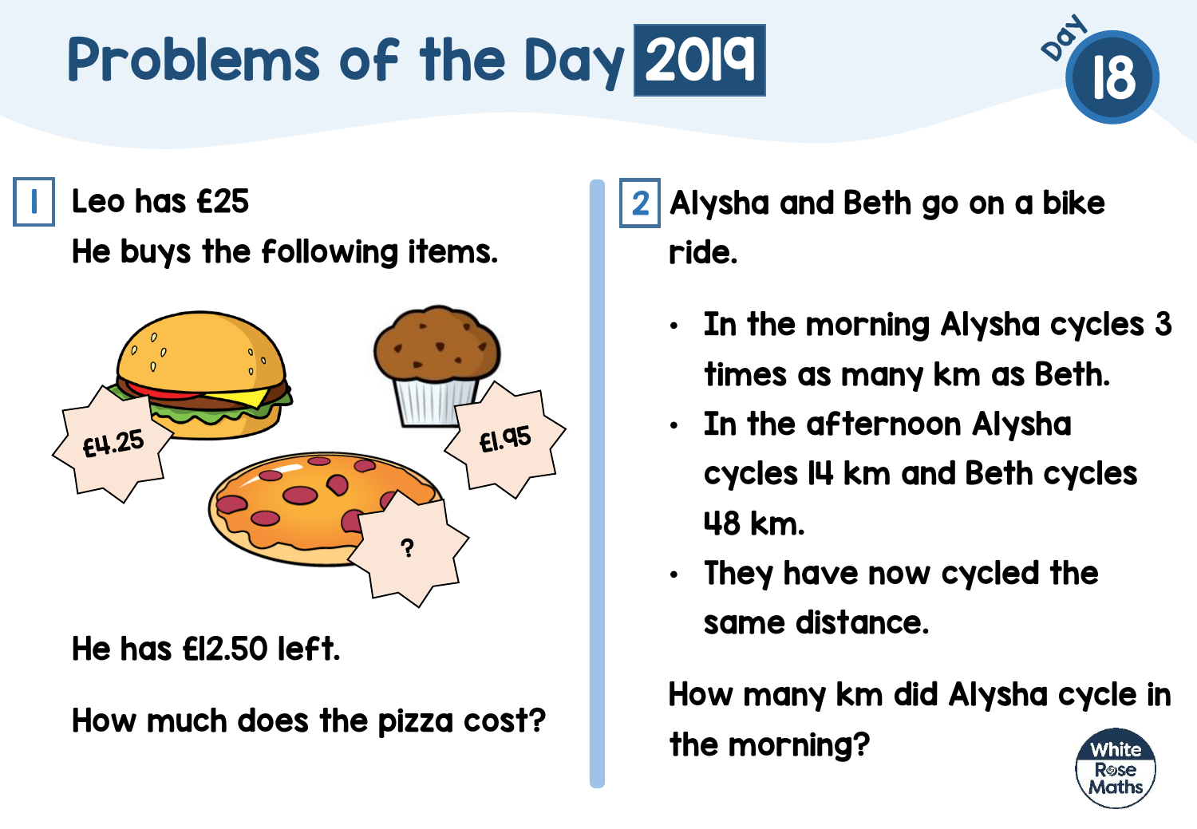# Problems of the Day 2019

Day 18

## 1

Leo has £25

He buys the following items.

£4.25

£1.95

?

He has £12.50 left.

How much does the pizza cost?

## 2

Alysha and Beth go on a bike ride.

- In the morning Alysha cycles 3 times as many km as Beth.
- In the afternoon Alysha cycles 14 km and Beth cycles 48 km.
- They have now cycled the same distance.

How many km did Alysha cycle in the morning?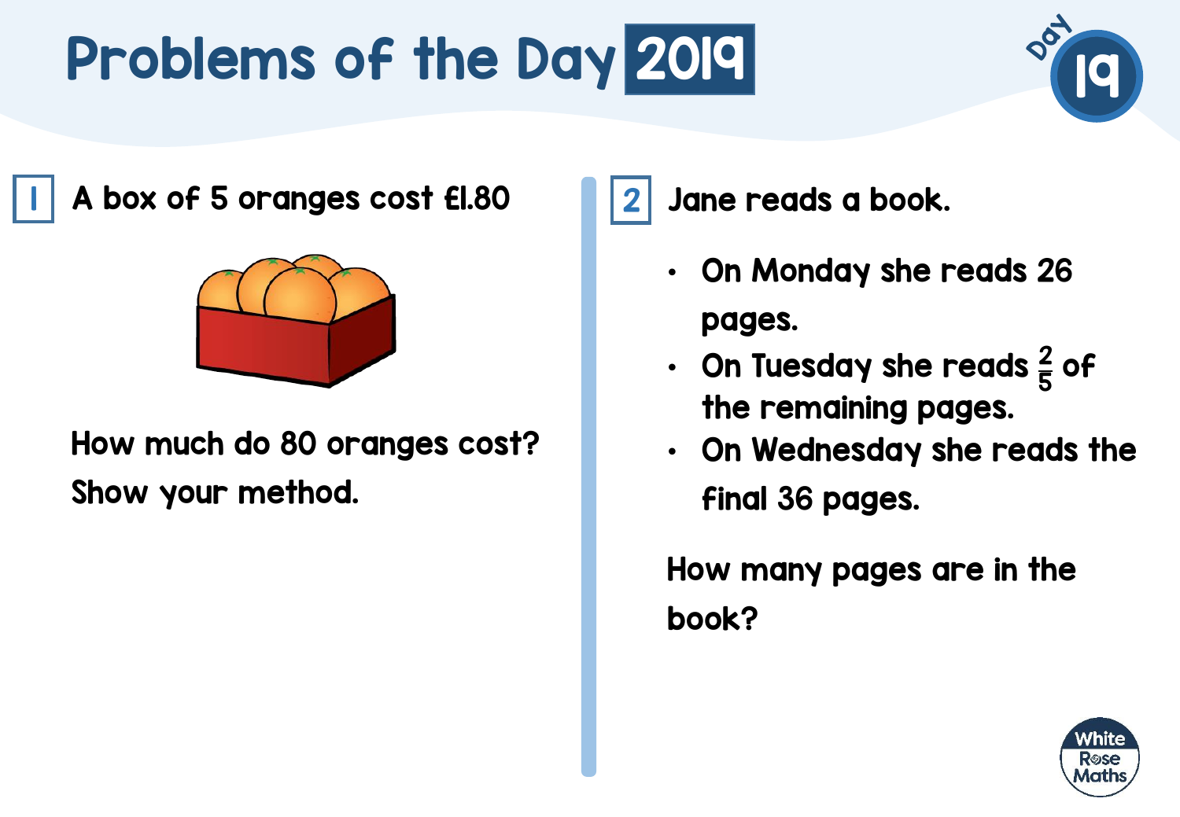# Problems of the Day 2019

Day 19

**1** A box of 5 oranges cost £1.80

How much do 80 oranges cost?
Show your method.

**2** Jane reads a book.

- On Monday she reads 26 pages.
- On Tuesday she reads $\frac{2}{5}$ of the remaining pages.
- On Wednesday she reads the final 36 pages.

How many pages are in the book?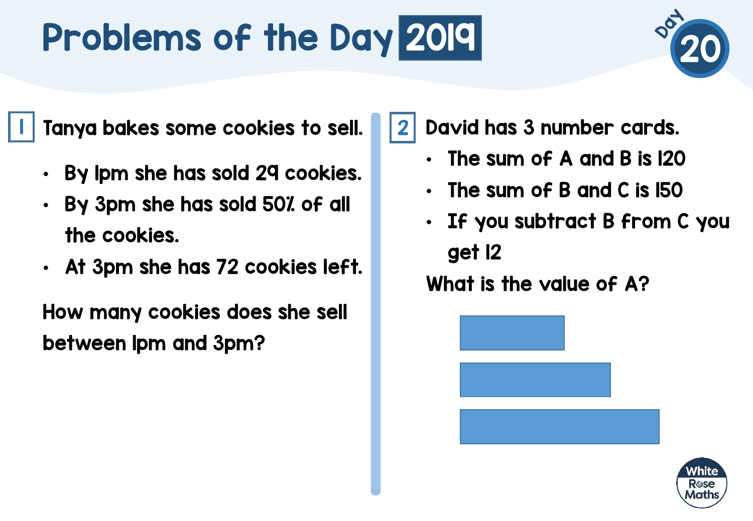# Problems of the Day 2019

Day 20

## 1

Tanya bakes some cookies to sell.

- By 1pm she has sold 29 cookies.
- By 3pm she has sold 50% of all the cookies.
- At 3pm she has 72 cookies left.

How many cookies does she sell between 1pm and 3pm?

## 2

David has 3 number cards.

- The sum of A and B is 120
- The sum of B and C is 150
- If you subtract B from C you get 12

What is the value of A?